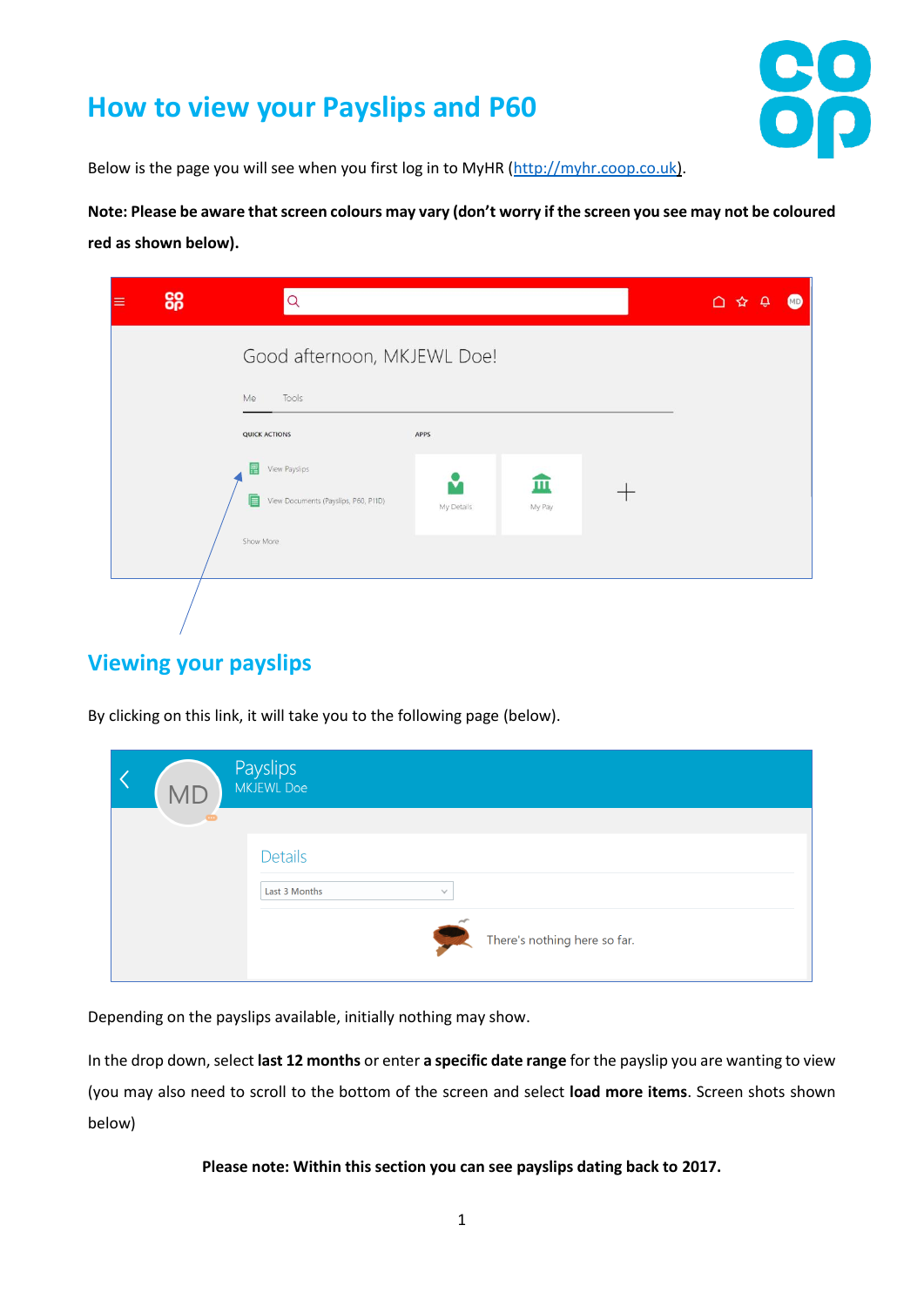# How to view your Payslips and P60

Below is the page you will see when you first log in to MyHR (http://myhr.coop.co.uk).

**Note: Please be aware that screen colours may vary (don't worry if the screen you see may not be coloured red as shown below).**

## Viewing your payslips

By clicking on this link, it will take you to the following page (below).

Depending on the payslips available, initially nothing may show.

In the drop down, select **last 12 months** or enter **a specific date range** for the payslip you are wanting to view (you may also need to scroll to the bottom of the screen and select **load more items**. Screen shots shown below)

**Please note: Within this section you can see payslips dating back to 2017.**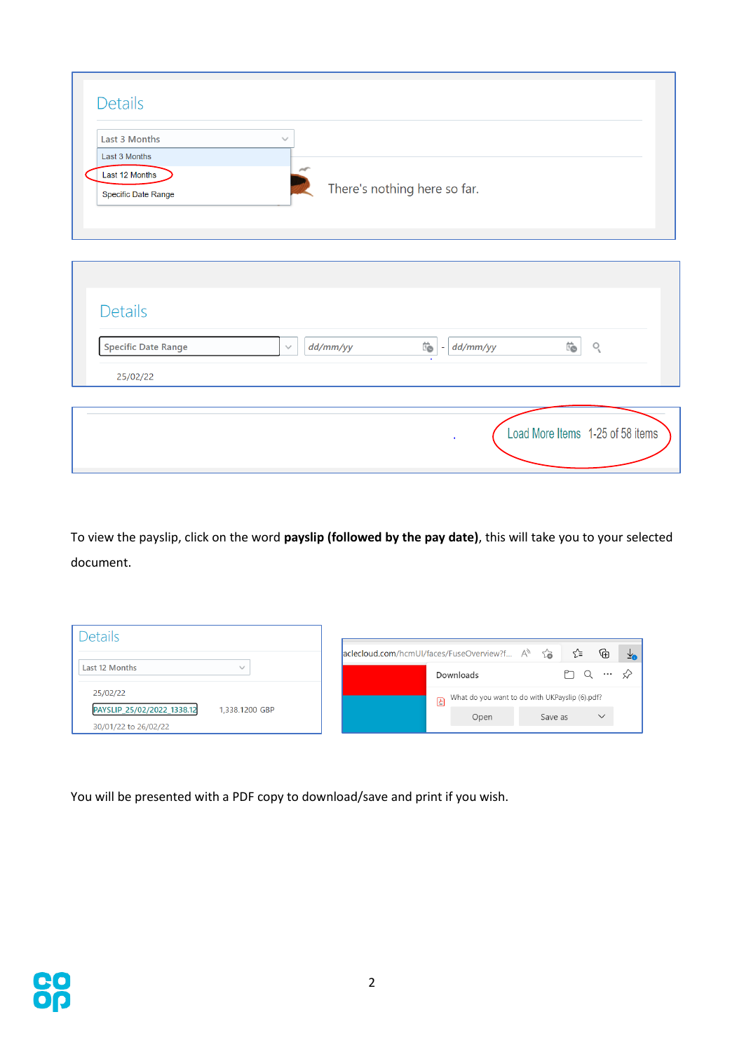To view the payslip, click on the word **payslip (followed by the pay date)**, this will take you to your selected document.

You will be presented with a PDF copy to download/save and print if you wish.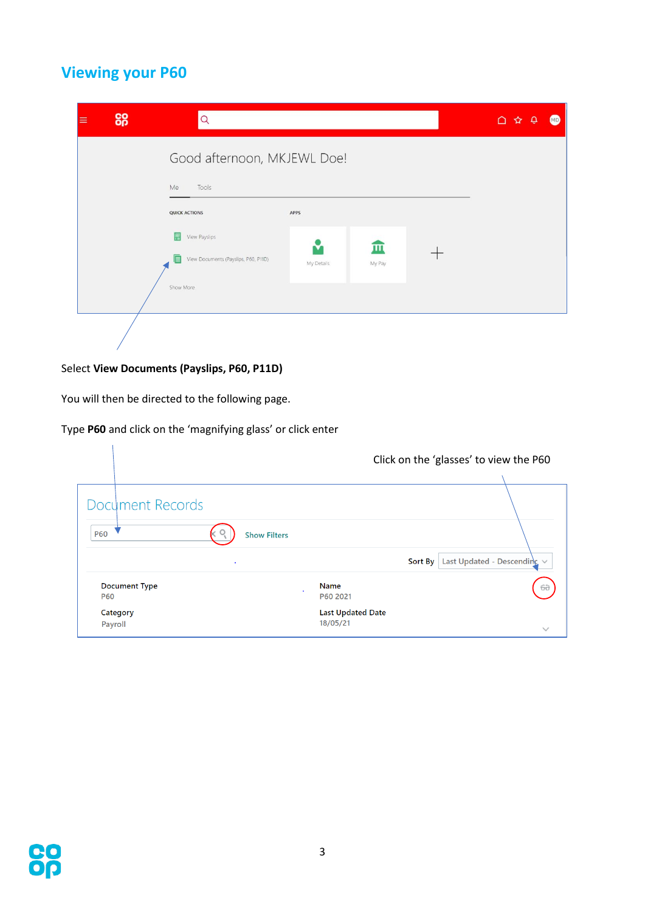## Viewing your P60

Select **View Documents (Payslips, P60, P11D)**

You will then be directed to the following page.

Type **P60** and click on the 'magnifying glass' or click enter

Click on the 'glasses' to view the P60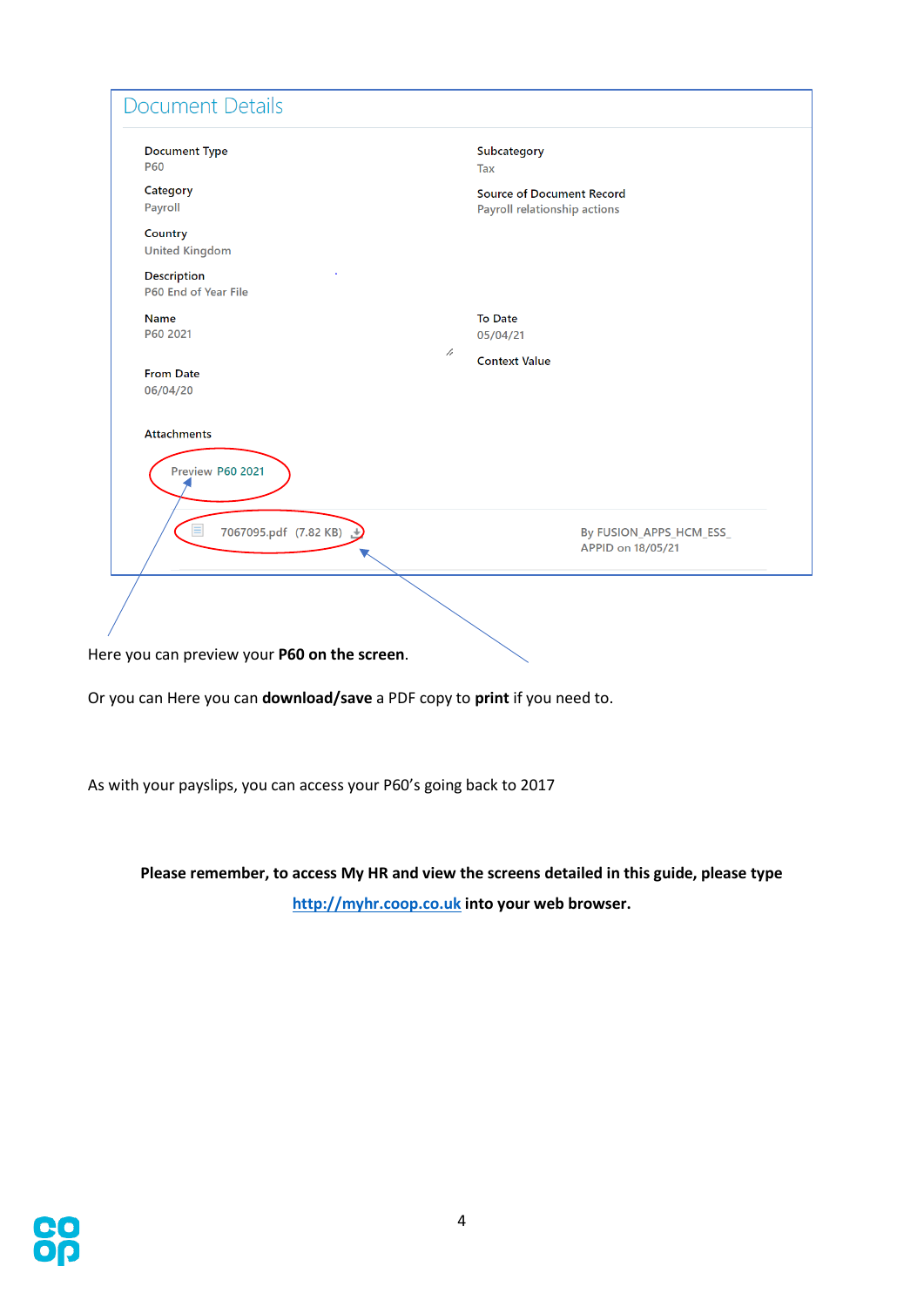## Document Details

**Document Type**
P60

**Category**
Payroll

**Country**
United Kingdom

**Description**
P60 End of Year File

**Name**
P60 2021

**From Date**
06/04/20

**Subcategory**
Tax

**Source of Document Record**
Payroll relationship actions

**To Date**
05/04/21

**Context Value**

**Attachments**

Preview P60 2021

7067095.pdf (7.82 KB)

By FUSION_APPS_HCM_ESS_APPID on 18/05/21

Here you can preview your **P60 on the screen**.

Or you can Here you can **download/save** a PDF copy to **print** if you need to.

As with your payslips, you can access your P60's going back to 2017

**Please remember, to access My HR and view the screens detailed in this guide, please type [http://myhr.coop.co.uk](http://myhr.coop.co.uk) into your web browser.**